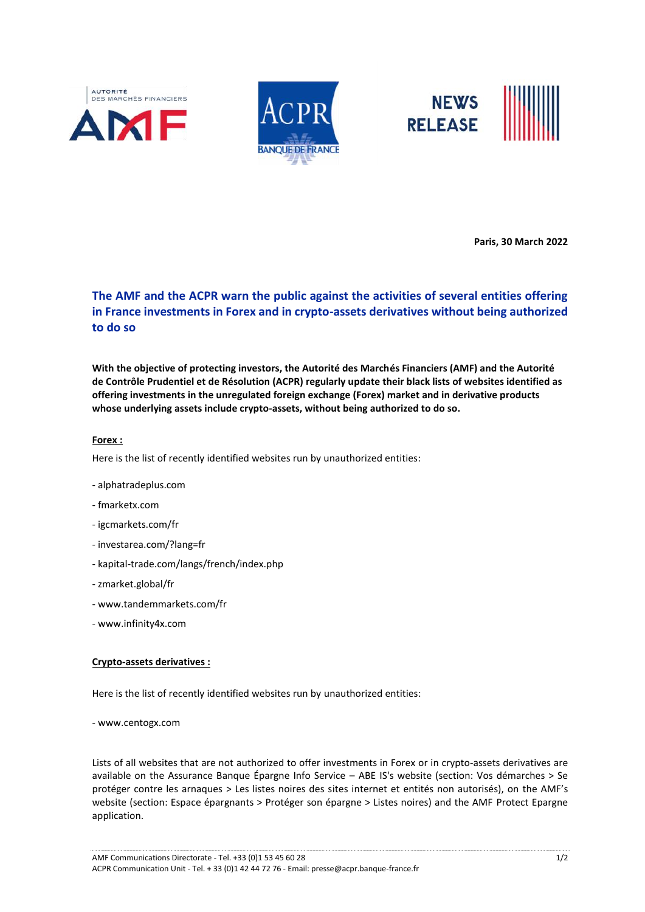Paris, 30 March 2022

# The AMF and the ACPR warn the public against the activities of several entities offering in France investments in Forex and in crypto-assets derivatives without being authorized to do so

**With the objective of protecting investors, the Autorité des Marchés Financiers (AMF) and the Autorité de Contrôle Prudentiel et de Résolution (ACPR) regularly update their black lists of websites identified as offering investments in the unregulated foreign exchange (Forex) market and in derivative products whose underlying assets include crypto-assets, without being authorized to do so.**

**Forex :**

Here is the list of recently identified websites run by unauthorized entities:

- alphatradeplus.com
- fmarketx.com
- igcmarkets.com/fr
- investarea.com/?lang=fr
- kapital-trade.com/langs/french/index.php
- zmarket.global/fr
- www.tandemmarkets.com/fr
- www.infinity4x.com

**Crypto-assets derivatives :**

Here is the list of recently identified websites run by unauthorized entities:

- www.centogx.com

Lists of all websites that are not authorized to offer investments in Forex or in crypto-assets derivatives are available on the Assurance Banque Épargne Info Service – ABE IS's website (section: Vos démarches > Se protéger contre les arnaques > Les listes noires des sites internet et entités non autorisés), on the AMF's website (section: Espace épargnants > Protéger son épargne > Listes noires) and the AMF Protect Epargne application.

AMF Communications Directorate - Tel. +33 (0)1 53 45 60 28
ACPR Communication Unit - Tel. + 33 (0)1 42 44 72 76 - Email: presse@acpr.banque-france.fr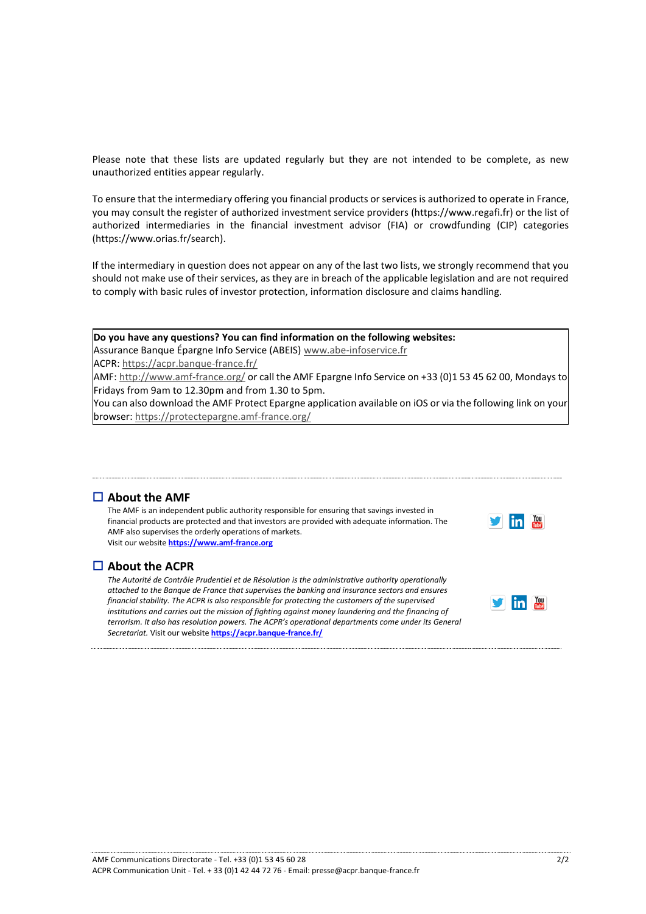Please note that these lists are updated regularly but they are not intended to be complete, as new unauthorized entities appear regularly.

To ensure that the intermediary offering you financial products or services is authorized to operate in France, you may consult the register of authorized investment service providers (https://www.regafi.fr) or the list of authorized intermediaries in the financial investment advisor (FIA) or crowdfunding (CIP) categories (https://www.orias.fr/search).

If the intermediary in question does not appear on any of the last two lists, we strongly recommend that you should not make use of their services, as they are in breach of the applicable legislation and are not required to comply with basic rules of investor protection, information disclosure and claims handling.

**Do you have any questions? You can find information on the following websites:**
Assurance Banque Épargne Info Service (ABEIS) www.abe-infoservice.fr
ACPR: https://acpr.banque-france.fr/
AMF: http://www.amf-france.org/ or call the AMF Epargne Info Service on +33 (0)1 53 45 62 00, Mondays to Fridays from 9am to 12.30pm and from 1.30 to 5pm.
You can also download the AMF Protect Epargne application available on iOS or via the following link on your browser: https://protectepargne.amf-france.org/

## About the AMF

The AMF is an independent public authority responsible for ensuring that savings invested in financial products are protected and that investors are provided with adequate information. The AMF also supervises the orderly operations of markets.
Visit our website **https://www.amf-france.org**

## About the ACPR

*The Autorité de Contrôle Prudentiel et de Résolution is the administrative authority operationally attached to the Banque de France that supervises the banking and insurance sectors and ensures financial stability. The ACPR is also responsible for protecting the customers of the supervised institutions and carries out the mission of fighting against money laundering and the financing of terrorism. It also has resolution powers. The ACPR's operational departments come under its General Secretariat.* Visit our website **https://acpr.banque-france.fr/**

AMF Communications Directorate - Tel. +33 (0)1 53 45 60 28
ACPR Communication Unit - Tel. + 33 (0)1 42 44 72 76 - Email: presse@acpr.banque-france.fr